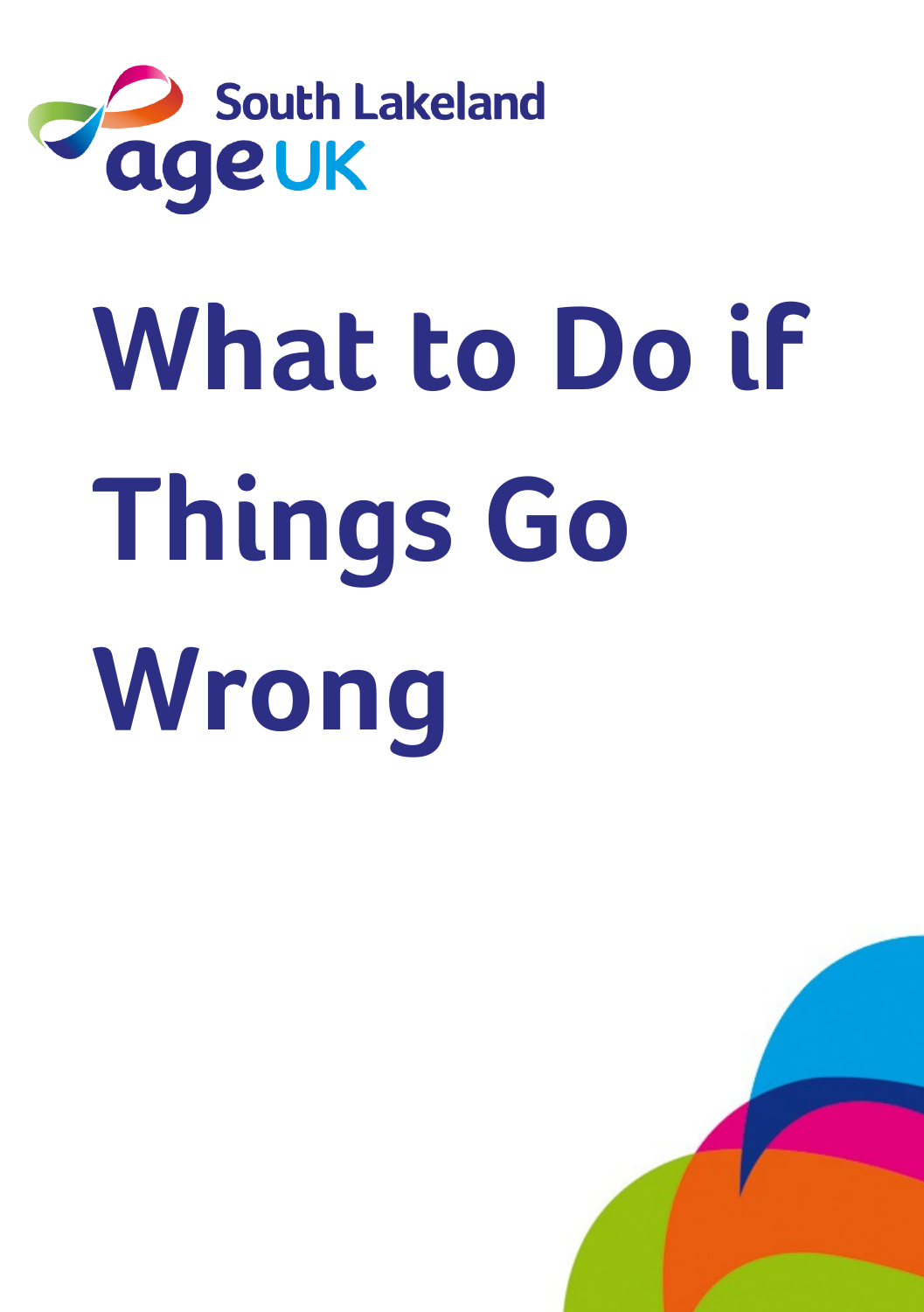South Lakeland Age UK

# What to Do if Things Go Wrong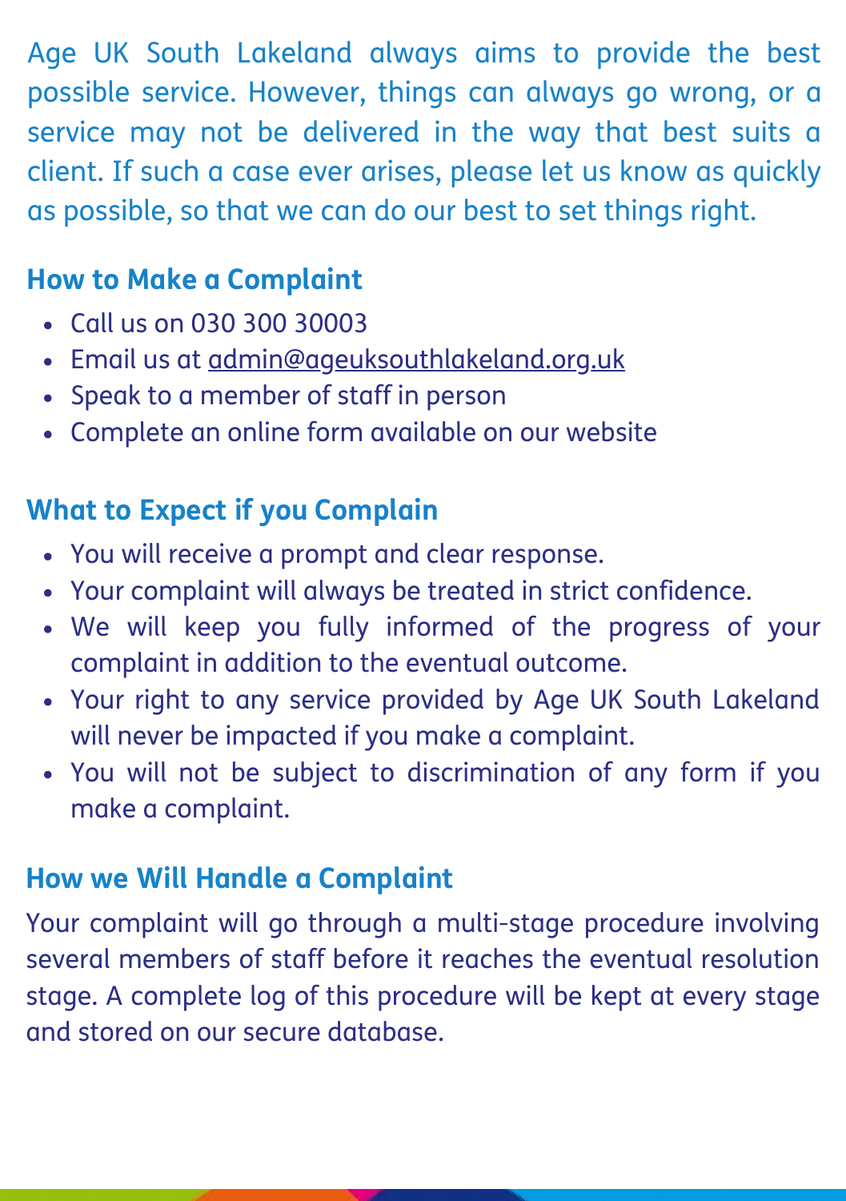Age UK South Lakeland always aims to provide the best possible service. However, things can always go wrong, or a service may not be delivered in the way that best suits a client. If such a case ever arises, please let us know as quickly as possible, so that we can do our best to set things right.

## How to Make a Complaint

- Call us on 030 300 30003
- Email us at admin@ageuksouthlakeland.org.uk
- Speak to a member of staff in person
- Complete an online form available on our website

## What to Expect if you Complain

- You will receive a prompt and clear response.
- Your complaint will always be treated in strict confidence.
- We will keep you fully informed of the progress of your complaint in addition to the eventual outcome.
- Your right to any service provided by Age UK South Lakeland will never be impacted if you make a complaint.
- You will not be subject to discrimination of any form if you make a complaint.

## How we Will Handle a Complaint

Your complaint will go through a multi-stage procedure involving several members of staff before it reaches the eventual resolution stage. A complete log of this procedure will be kept at every stage and stored on our secure database.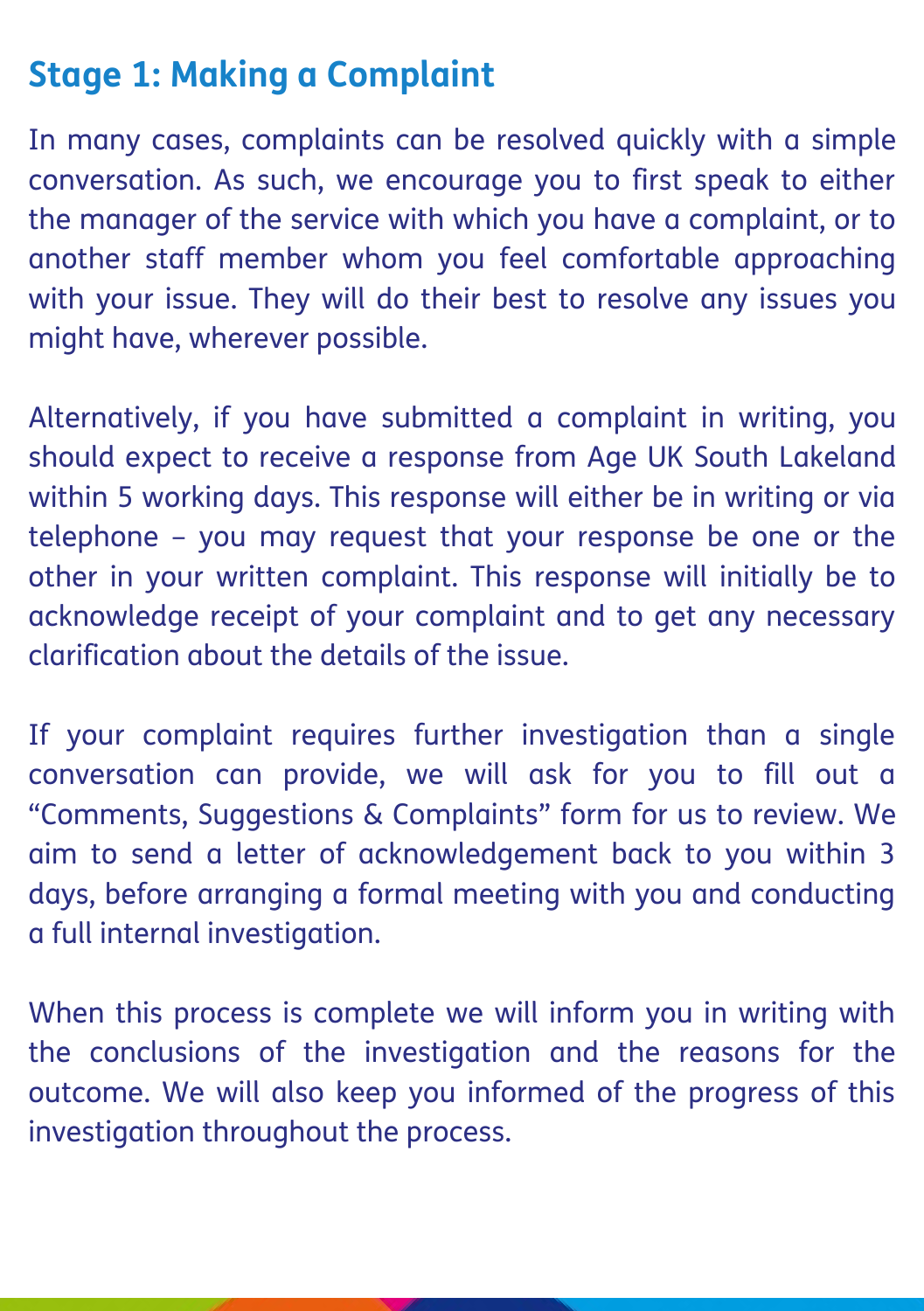## Stage 1: Making a Complaint

In many cases, complaints can be resolved quickly with a simple conversation. As such, we encourage you to first speak to either the manager of the service with which you have a complaint, or to another staff member whom you feel comfortable approaching with your issue. They will do their best to resolve any issues you might have, wherever possible.

Alternatively, if you have submitted a complaint in writing, you should expect to receive a response from Age UK South Lakeland within 5 working days. This response will either be in writing or via telephone – you may request that your response be one or the other in your written complaint. This response will initially be to acknowledge receipt of your complaint and to get any necessary clarification about the details of the issue.

If your complaint requires further investigation than a single conversation can provide, we will ask for you to fill out a "Comments, Suggestions & Complaints" form for us to review. We aim to send a letter of acknowledgement back to you within 3 days, before arranging a formal meeting with you and conducting a full internal investigation.

When this process is complete we will inform you in writing with the conclusions of the investigation and the reasons for the outcome. We will also keep you informed of the progress of this investigation throughout the process.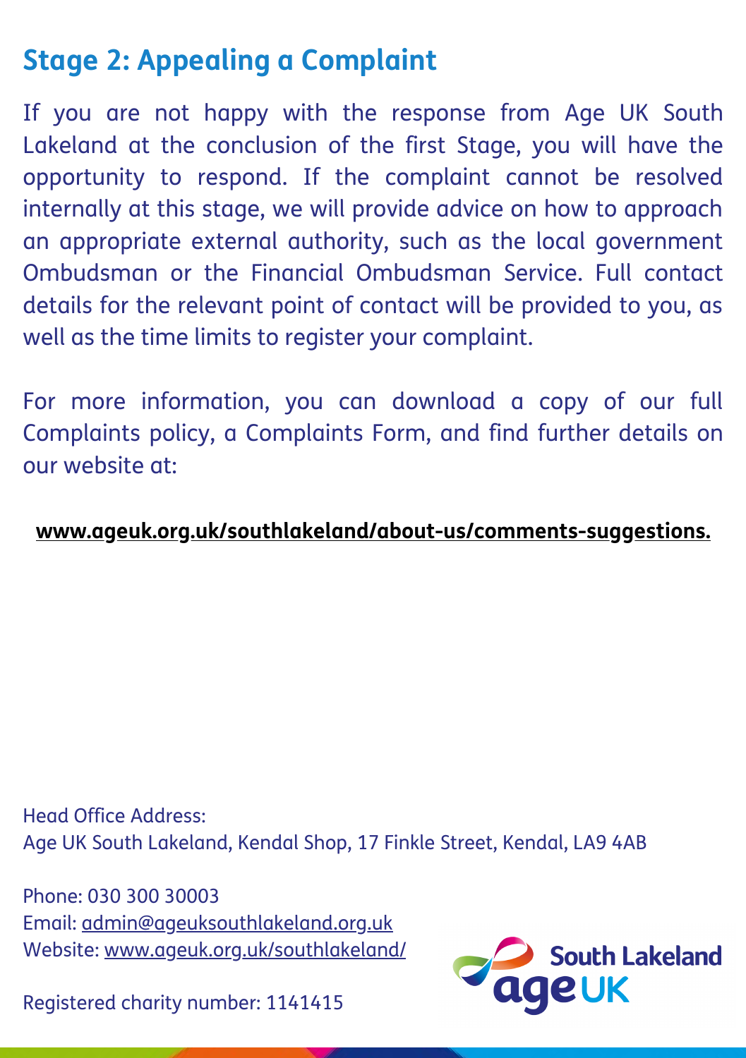## Stage 2: Appealing a Complaint

If you are not happy with the response from Age UK South Lakeland at the conclusion of the first Stage, you will have the opportunity to respond. If the complaint cannot be resolved internally at this stage, we will provide advice on how to approach an appropriate external authority, such as the local government Ombudsman or the Financial Ombudsman Service. Full contact details for the relevant point of contact will be provided to you, as well as the time limits to register your complaint.

For more information, you can download a copy of our full Complaints policy, a Complaints Form, and find further details on our website at:

**www.ageuk.org.uk/southlakeland/about-us/comments-suggestions.**

Head Office Address:
Age UK South Lakeland, Kendal Shop, 17 Finkle Street, Kendal, LA9 4AB

Phone: 030 300 30003
Email: admin@ageuksouthlakeland.org.uk
Website: www.ageuk.org.uk/southlakeland/

Registered charity number: 1141415

South Lakeland
age UK